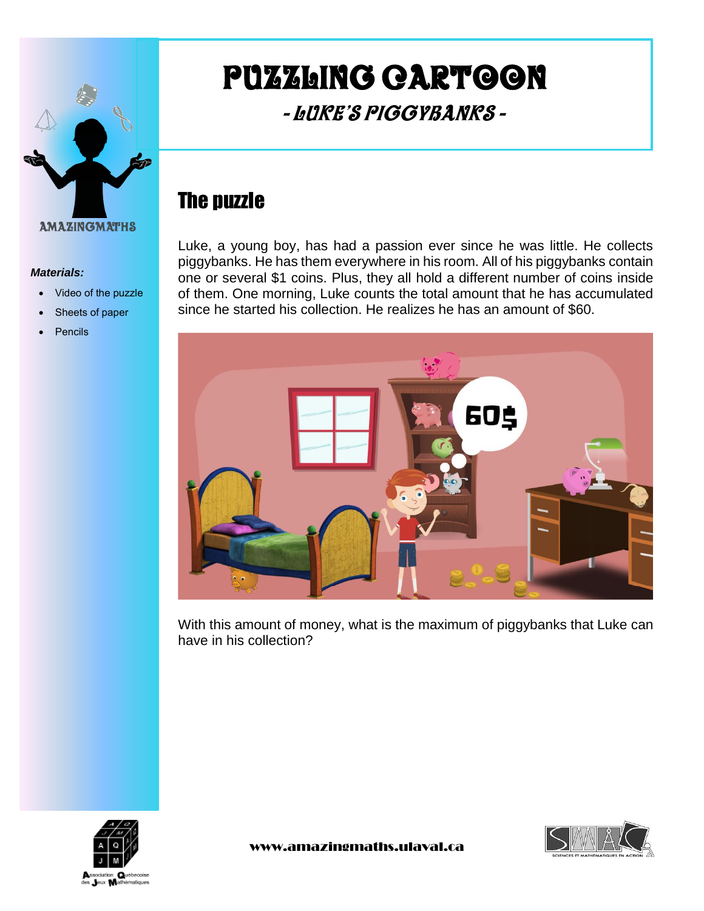# PUZZLING CARTOON

## *- LUKE'S PIGGYBANKS -*

AMAZINGMATHS

***Materials:***

- Video of the puzzle
- Sheets of paper
- Pencils

## The puzzle

Luke, a young boy, has had a passion ever since he was little. He collects piggybanks. He has them everywhere in his room. All of his piggybanks contain one or several $1 coins. Plus, they all hold a different number of coins inside of them. One morning, Luke counts the total amount that he has accumulated since he started his collection. He realizes he has an amount of $60.

With this amount of money, what is the maximum of piggybanks that Luke can have in his collection?

www.amazingmaths.ulaval.ca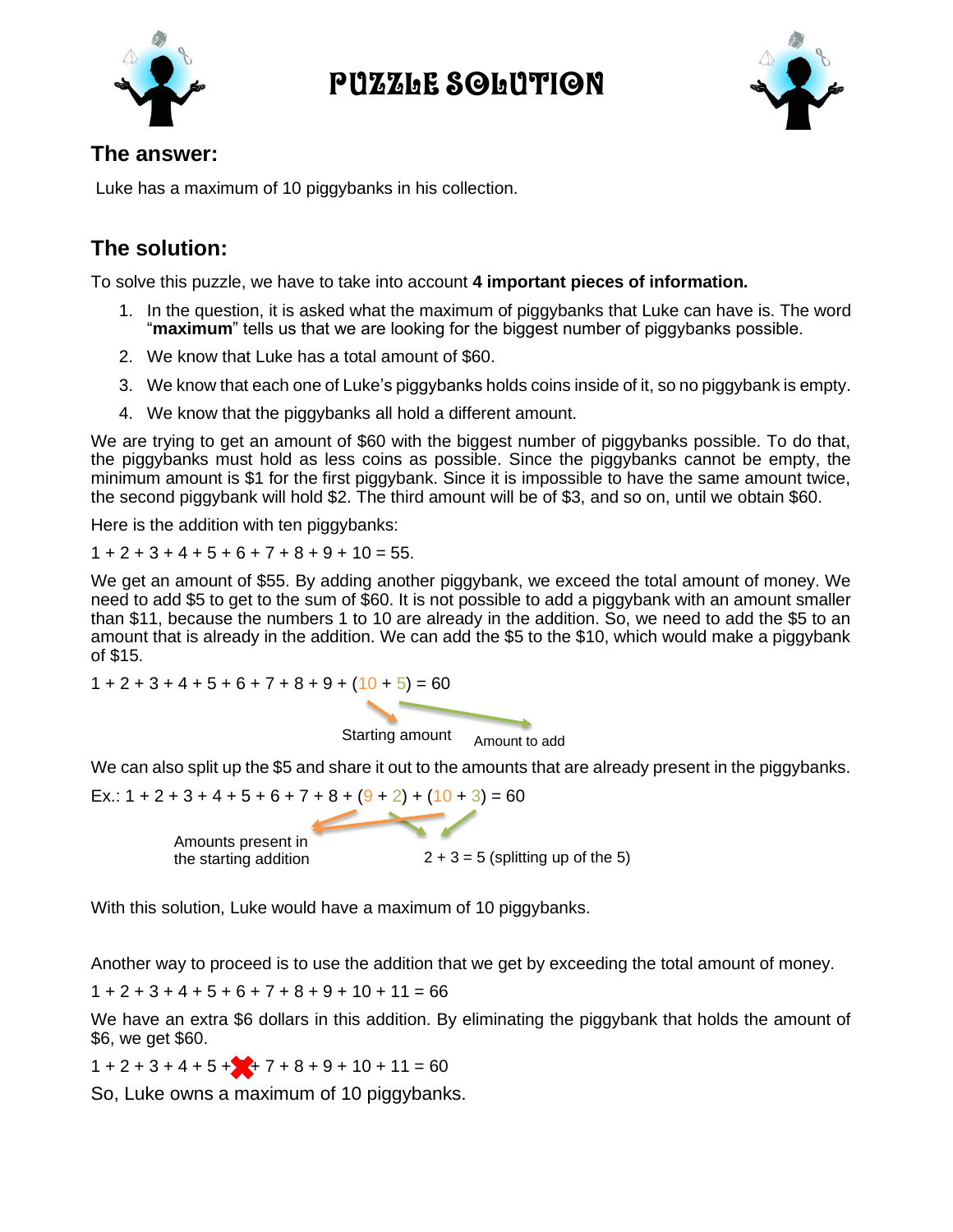# PUZZLE SOLUTION

## The answer:

Luke has a maximum of 10 piggybanks in his collection.

## The solution:

To solve this puzzle, we have to take into account **4 important pieces of information.**

1. In the question, it is asked what the maximum of piggybanks that Luke can have is. The word "**maximum**" tells us that we are looking for the biggest number of piggybanks possible.
2. We know that Luke has a total amount of $60.
3. We know that each one of Luke's piggybanks holds coins inside of it, so no piggybank is empty.
4. We know that the piggybanks all hold a different amount.

We are trying to get an amount of $60 with the biggest number of piggybanks possible. To do that, the piggybanks must hold as less coins as possible. Since the piggybanks cannot be empty, the minimum amount is $1 for the first piggybank. Since it is impossible to have the same amount twice, the second piggybank will hold $2. The third amount will be of $3, and so on, until we obtain $60.

Here is the addition with ten piggybanks:

1 + 2 + 3 + 4 + 5 + 6 + 7 + 8 + 9 + 10 = 55.

We get an amount of $55. By adding another piggybank, we exceed the total amount of money. We need to add $5 to get to the sum of $60. It is not possible to add a piggybank with an amount smaller than $11, because the numbers 1 to 10 are already in the addition. So, we need to add the $5 to an amount that is already in the addition. We can add the $5 to the $10, which would make a piggybank of $15.

1 + 2 + 3 + 4 + 5 + 6 + 7 + 8 + 9 + (10 + 5) = 60

Starting amount — Amount to add

We can also split up the $5 and share it out to the amounts that are already present in the piggybanks.

Ex.: 1 + 2 + 3 + 4 + 5 + 6 + 7 + 8 + (9 + 2) + (10 + 3) = 60

Amounts present in the starting addition — 2 + 3 = 5 (splitting up of the 5)

With this solution, Luke would have a maximum of 10 piggybanks.

Another way to proceed is to use the addition that we get by exceeding the total amount of money.

1 + 2 + 3 + 4 + 5 + 6 + 7 + 8 + 9 + 10 + 11 = 66

We have an extra $6 dollars in this addition. By eliminating the piggybank that holds the amount of $6, we get $60.

1 + 2 + 3 + 4 + 5 + ~~6~~ + 7 + 8 + 9 + 10 + 11 = 60

So, Luke owns a maximum of 10 piggybanks.